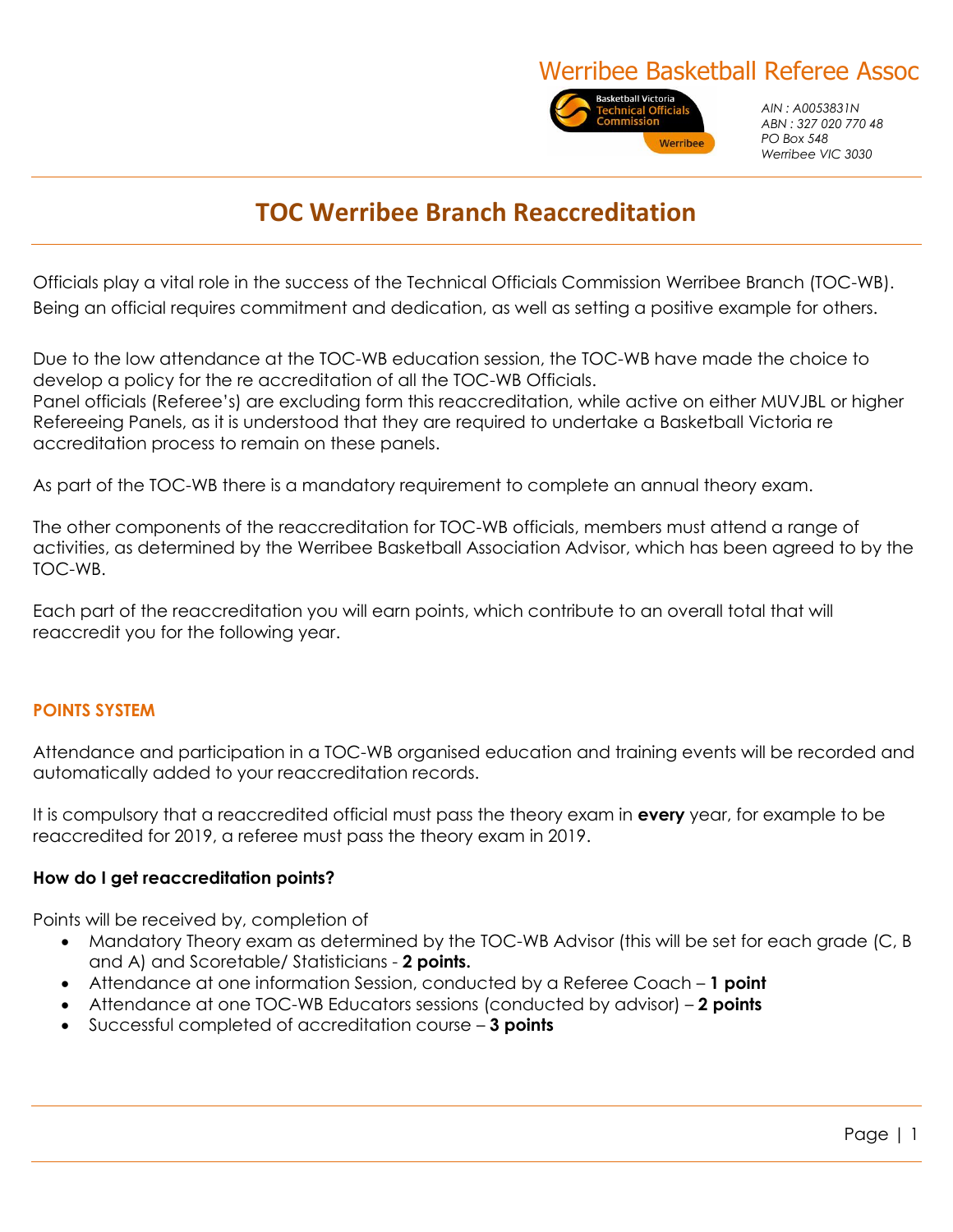Werribee Basketball Referee Assoc

*AIN : A0053831N*
*ABN : 327 020 770 48*
*PO Box 548*
*Werribee VIC 3030*

# TOC Werribee Branch Reaccreditation

Officials play a vital role in the success of the Technical Officials Commission Werribee Branch (TOC-WB). Being an official requires commitment and dedication, as well as setting a positive example for others.

Due to the low attendance at the TOC-WB education session, the TOC-WB have made the choice to develop a policy for the re accreditation of all the TOC-WB Officials.
Panel officials (Referee's) are excluding form this reaccreditation, while active on either MUVJBL or higher Refereeing Panels, as it is understood that they are required to undertake a Basketball Victoria re accreditation process to remain on these panels.

As part of the TOC-WB there is a mandatory requirement to complete an annual theory exam.

The other components of the reaccreditation for TOC-WB officials, members must attend a range of activities, as determined by the Werribee Basketball Association Advisor, which has been agreed to by the TOC-WB.

Each part of the reaccreditation you will earn points, which contribute to an overall total that will reaccredit you for the following year.

## POINTS SYSTEM

Attendance and participation in a TOC-WB organised education and training events will be recorded and automatically added to your reaccreditation records.

It is compulsory that a reaccredited official must pass the theory exam in **every** year, for example to be reaccredited for 2019, a referee must pass the theory exam in 2019.

### How do I get reaccreditation points?

Points will be received by, completion of

- Mandatory Theory exam as determined by the TOC-WB Advisor (this will be set for each grade (C, B and A) and Scoretable/ Statisticians - **2 points.**
- Attendance at one information Session, conducted by a Referee Coach – **1 point**
- Attendance at one TOC-WB Educators sessions (conducted by advisor) – **2 points**
- Successful completed of accreditation course – **3 points**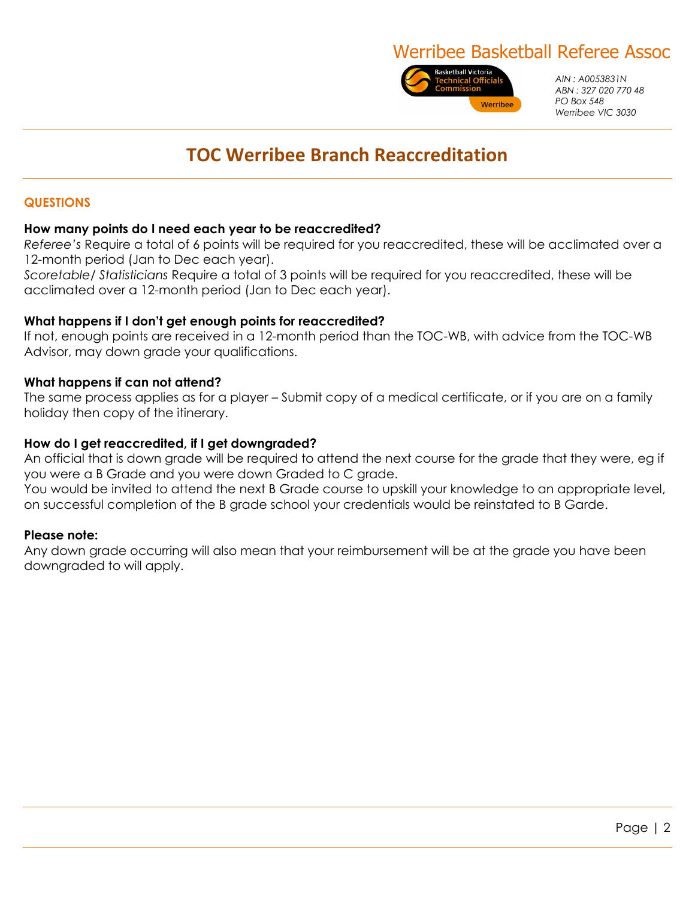# TOC Werribee Branch Reaccreditation

## QUESTIONS

**How many points do I need each year to be reaccredited?**

*Referee's* Require a total of 6 points will be required for you reaccredited, these will be acclimated over a 12-month period (Jan to Dec each year).

*Scoretable/ Statisticians* Require a total of 3 points will be required for you reaccredited, these will be acclimated over a 12-month period (Jan to Dec each year).

**What happens if I don't get enough points for reaccredited?**

If not, enough points are received in a 12-month period than the TOC-WB, with advice from the TOC-WB Advisor, may down grade your qualifications.

**What happens if can not attend?**

The same process applies as for a player – Submit copy of a medical certificate, or if you are on a family holiday then copy of the itinerary.

**How do I get reaccredited, if I get downgraded?**

An official that is down grade will be required to attend the next course for the grade that they were, eg if you were a B Grade and you were down Graded to C grade.

You would be invited to attend the next B Grade course to upskill your knowledge to an appropriate level, on successful completion of the B grade school your credentials would be reinstated to B Garde.

**Please note:**

Any down grade occurring will also mean that your reimbursement will be at the grade you have been downgraded to will apply.